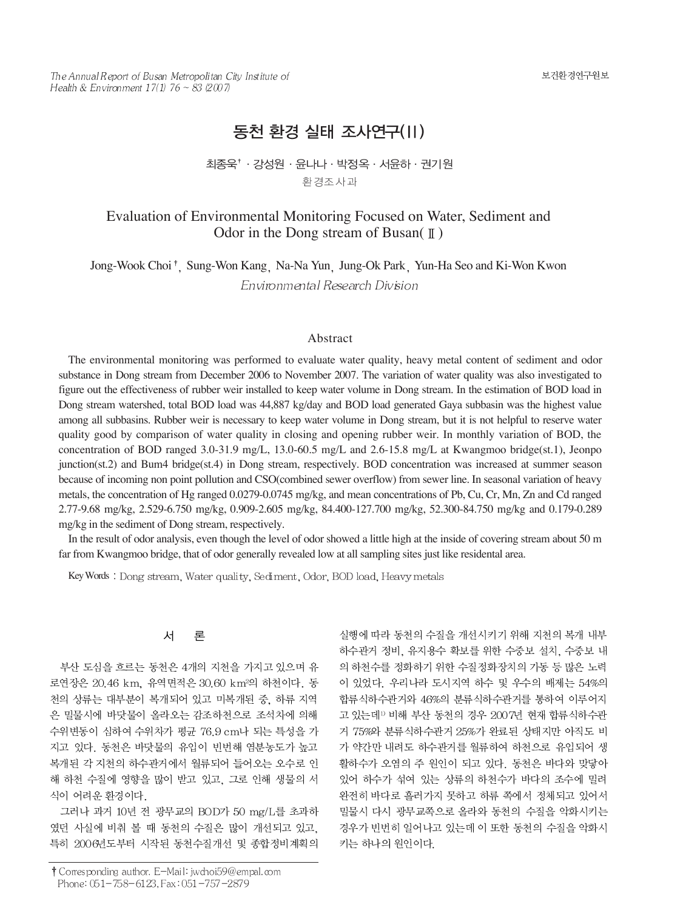# 동천 환경 실태 조사연구(II)

최종욱† · 강성원 · 윤나나 · 박정옥 · 서윤하 · 권기원

환경조사과

## Evaluation of Environmental Monitoring Focused on Water, Sediment and Odor in the Dong stream of Busan(Ⅱ)

Jong-Wook Choi†, Sung-Won Kang, Na-Na Yun, Jung-Ok Park, Yun-Ha Seo and Ki-Won Kwon

*Environmental Research Division*

### Abstract

The environmental monitoring was performed to evaluate water quality, heavy metal content of sediment and odor substance in Dong stream from December 2006 to November 2007. The variation of water quality was also investigated to figure out the effectiveness of rubber weir installed to keep water volume in Dong stream. In the estimation of BOD load in Dong stream watershed, total BOD load was 44,887 kg/day and BOD load generated Gaya subbasin was the highest value among all subbasins. Rubber weir is necessary to keep water volume in Dong stream, but it is not helpful to reserve water quality good by comparison of water quality in closing and opening rubber weir. In monthly variation of BOD, the concentration of BOD ranged 3.0-31.9 mg/L, 13.0-60.5 mg/L and 2.6-15.8 mg/L at Kwangmoo bridge(st.1), Jeonpo junction(st.2) and Bum4 bridge(st.4) in Dong stream, respectively. BOD concentration was increased at summer season because of incoming non point pollution and CSO(combined sewer overflow) from sewer line. In seasonal variation of heavy metals, the concentration of Hg ranged 0.0279-0.0745 mg/kg, and mean concentrations of Pb, Cu, Cr, Mn, Zn and Cd ranged 2.77-9.68 mg/kg, 2.529-6.750 mg/kg, 0.909-2.605 mg/kg, 84.400-127.700 mg/kg, 52.300-84.750 mg/kg and 0.179-0.289 mg/kg in the sediment of Dong stream, respectively.

In the result of odor analysis, even though the level of odor showed a little high at the inside of covering stream about 50 m far from Kwangmoo bridge, that of odor generally revealed low at all sampling sites just like residental area.

Key Words : Dong stream, Water quality, Sediment, Odor, BOD load, Heavy metals

## 서 론

부산 도심을 흐르는 동천은 4개의 지천을 가지고 있으며 유로연장은 20.46 km, 유역면적은 30.60 $km^2$의 하천이다. 동천의 상류는 대부분이 복개되어 있고 미복개된 중, 하류 지역은 밀물시에 바닷물이 올라오는 감조하천으로 조석차에 의해 수위변동이 심하여 수위차가 평균 76.9 cm나 되는 특성을 가지고 있다. 동천은 바닷물의 유입이 빈번해 염분농도가 높고 복개된 각 지천의 하수관거에서 월류되어 들어오는 오수로 인해 하천 수질에 영향을 많이 받고 있고, 그로 인해 생물의 서식이 어려운 환경이다.

그러나 과거 10년 전 광무교의 BOD가 50 mg/L를 초과하였던 사실에 비춰 볼 때 동천의 수질은 많이 개선되고 있고, 특히 2006년도부터 시작된 동천수질개선 및 종합정비계획의 실행에 따라 동천의 수질을 개선시키기 위해 지천의 복개 내부 하수관거 정비, 유지용수 확보를 위한 수중보 설치, 수중보 내의 하천수를 정화하기 위한 수질정화장치의 가동 등 많은 노력이 있었다. 우리나라 도시지역 하수 및 우수의 배제는 54%의 합류식하수관거와 46%의 분류식하수관거를 통하여 이루어지고 있는데[1] 비해 부산 동천의 경우 2007년 현재 합류식하수관거 75%와 분류식하수관거 25%가 완료된 상태지만 아직도 비가 약간만 내려도 하수관거를 월류하여 하천으로 유입되어 생활하수가 오염의 주 원인이 되고 있다. 동천은 바다와 맞닿아 있어 하수가 섞여 있는 상류의 하천수가 바다의 조수에 밀려 완전히 바다로 흘러가지 못하고 하류 쪽에서 정체되고 있어서 밀물시 다시 광무교쪽으로 올라와 동천의 수질을 악화시키는 경우가 빈번히 일어나고 있는데 이 또한 동천의 수질을 악화시키는 하나의 원인이다.

† Corresponding author. E-Mail: jwchoi59@empal.com
Phone: 051-758-6123, Fax: 051-757-2879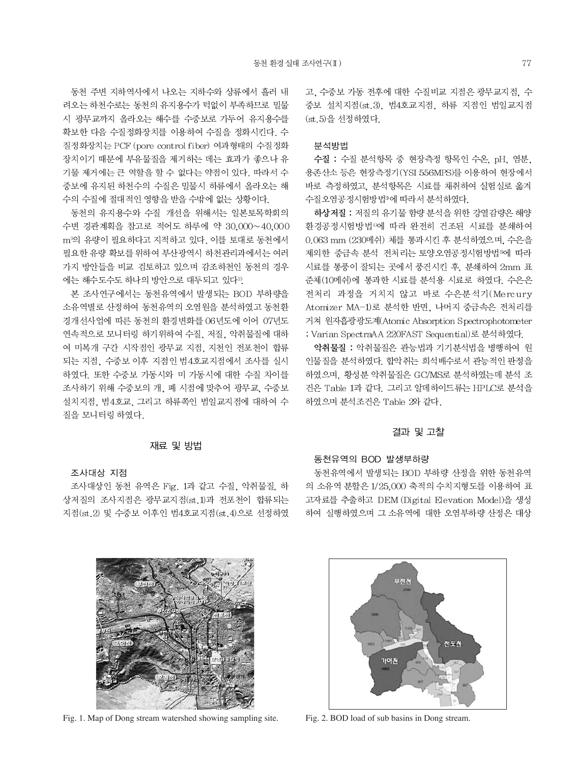동천 주변 지하역사에서 나오는 지하수와 상류에서 흘러 내려오는 하천수로는 동천의 유지용수가 턱없이 부족하므로 밀물시 광무교까지 올라오는 해수를 수중보로 가두어 유지용수를 확보한 다음 수질정화장치를 이용하여 수질을 정화시킨다. 수질정화장치는 PCF (pore control fiber) 여과형태의 수질정화장치이기 때문에 부유물질을 제거하는 데는 효과가 좋으나 유기물 제거에는 큰 역할을 할 수 없다는 약점이 있다. 따라서 수중보에 유지된 하천수의 수질은 밀물시 하류에서 올라오는 해수의 수질에 절대적인 영향을 받을 수밖에 없는 상황이다.

동천의 유지용수와 수질 개선을 위해서는 일본토목학회의 수변 경관계획을 참고로 적어도 하루에 약 30,000~40,000 $m^3$의 유량이 필요하다고 지적하고 있다. 이를 토대로 동천에서 필요한 유량 확보를 위하여 부산광역시 하천관리과에서는 여러 가지 방안들을 비교 검토하고 있으며 감조하천인 동천의 경우에는 해수도수도 하나의 방안으로 대두되고 있다[2].

본 조사연구에서는 동천유역에서 발생되는 BOD 부하량을 소유역별로 산정하여 동천유역의 오염원을 분석하였고 동천환경개선사업에 따른 동천의 환경변화를 06년도에 이어 07년도 연속적으로 모니터링 하기위하여 수질, 저질, 악취물질에 대하여 미복개 구간 시작점인 광무교 지점, 지천인 전포천이 합류되는 지점, 수중보 이후 지점인 범4호교지점에서 조사를 실시하였다. 또한 수중보 가동시와 미 가동시에 대한 수질 차이를 조사하기 위해 수중보의 개, 폐 시점에 맞추어 광무교, 수중보 설치지점, 범4호교, 그리고 하류쪽인 범일교지점에 대하여 수질을 모니터링 하였다.

## 재료 및 방법

### 조사대상 지점

조사대상인 동천 유역은 Fig. 1과 같고 수질, 악취물질, 하상저질의 조사지점은 광무교지점(st.1)과 전포천이 합류되는 지점(st.2) 및 수중보 이후인 범4호교지점(st.4)으로 선정하였고, 수중보 가동 전후에 대한 수질비교 지점은 광무교지점, 수중보 설치지점(st.3), 범4호교지점, 하류 지점인 범일교지점(st.5)을 선정하였다.

### 분석방법

**수질 :** 수질 분석항목 중 현장측정 항목인 수온, pH, 염분, 용존산소 등은 현장측정기(YSI 556MPS)를 이용하여 현장에서 바로 측정하였고, 분석항목은 시료를 채취하여 실험실로 옮겨 수질오염공정시험방법[3]에 따라서 분석하였다.

**하상저질 :** 저질의 유기물 함량 분석을 위한 강열감량은 해양환경공정시험방법[4]에 따라 완전히 건조된 시료를 분쇄하여 0.063 mm (230메쉬) 체를 통과시킨 후 분석하였으며, 수은을 제외한 중금속 분석 전처리는 토양오염공정시험방법[5]에 따라 시료를 통풍이 잘되는 곳에서 풍건시킨 후, 분쇄하여 2mm 표준체(10메쉬)에 통과한 시료를 분석용 시료로 하였다. 수은은 전처리 과정을 거치지 않고 바로 수은분석기(Mercury Atomizer MA-1)로 분석한 반면, 나머지 중금속은 전처리를 거쳐 원자흡광광도계(Atomic Absorption Spectrophotometer ; Varian SpectraAA 220FAST Sequential)로 분석하였다.

**악취물질 :** 악취물질은 관능법과 기기분석법을 병행하여 원인물질을 분석하였다. 합악취는 희석배수로서 관능적인 판정을 하였으며, 황성분 악취물질은 GC/MS로 분석하였는데 분석 조건은 Table 1과 같다. 그리고 알데하이드류는 HPLC로 분석을 하였으며 분석조건은 Table 2와 같다.

## 결과 및 고찰

### 동천유역의 BOD 발생부하량

동천유역에서 발생되는 BOD 부하량 산정을 위한 동천유역의 소유역 분할은 1/25,000 축적의 수치지형도를 이용하여 표고자료를 추출하고 DEM (Digital Elevation Model)을 생성하여 실행하였으며 그 소유역에 대한 오염부하량 산정은 대상

Fig. 1. Map of Dong stream watershed showing sampling site.

Fig. 2. BOD load of sub basins in Dong stream.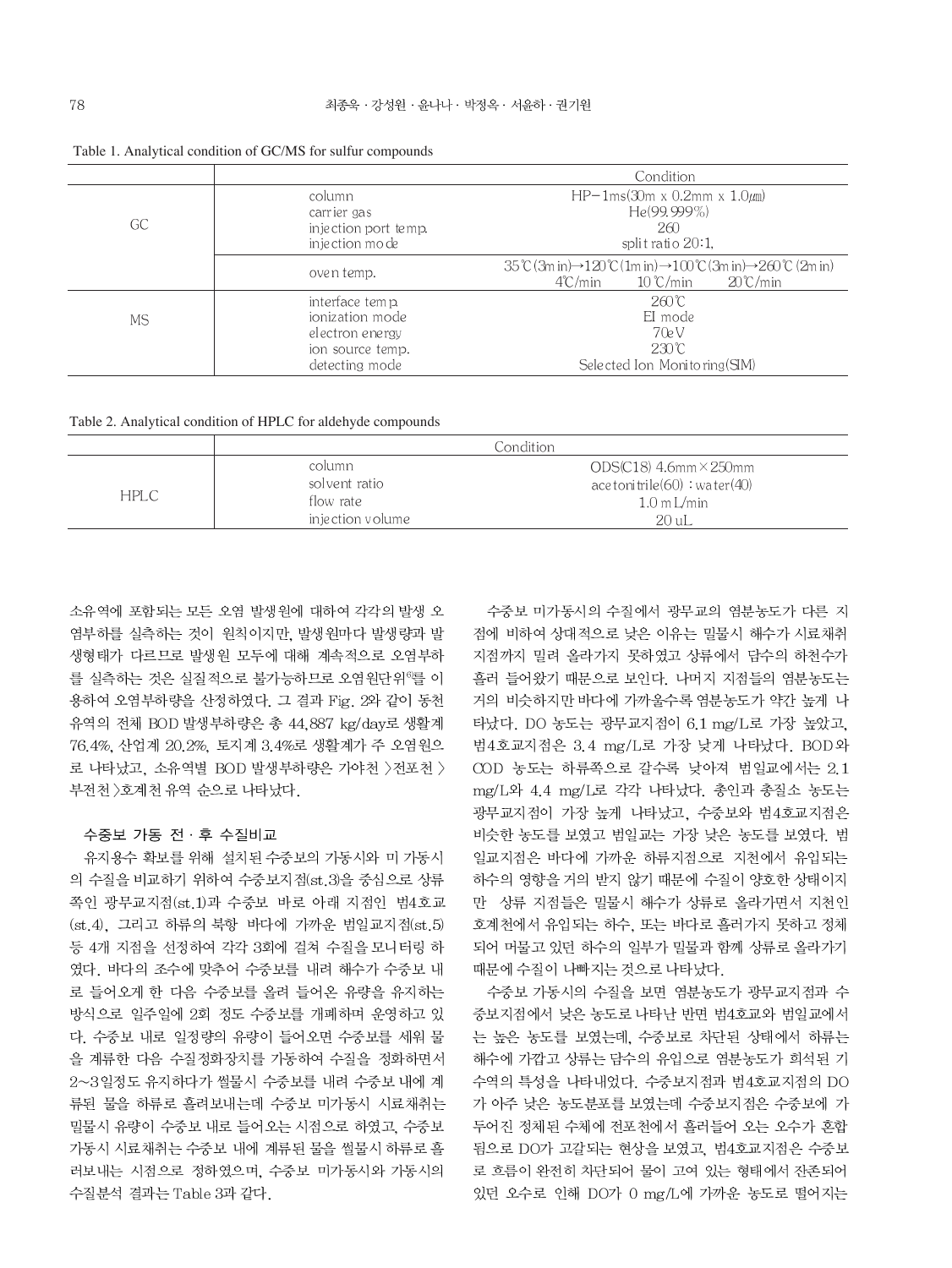Table 1. Analytical condition of GC/MS for sulfur compounds

| | | Condition |
|---|---|---|
| GC | column | HP-1ms(30m x 0.2mm x 1.0㎛) |
| | carrier gas | He(99.999%) |
| | injection port temp. | 260 |
| | injection mode | split ratio 20:1, |
| | oven temp. | 35℃(3min)→120℃(1min)→100℃(3min)→260℃(2min)<br>4℃/min 10℃/min 20℃/min |
| MS | interface temp. | 260℃ |
| | ionization mode | EI mode |
| | electron energy | 70eV |
| | ion source temp. | 230℃ |
| | detecting mode | Selected Ion Monitoring(SIM) |

Table 2. Analytical condition of HPLC for aldehyde compounds

| | | Condition |
|---|---|---|
| HPLC | column | ODS(C18) 4.6mm×250mm |
| | solvent ratio | acetonitrile(60) : water(40) |
| | flow rate | 1.0 mL/min |
| | injection volume | 20 uL |

소유역에 포함되는 모든 오염 발생원에 대하여 각각의 발생 오염부하를 실측하는 것이 원칙이지만, 발생원마다 발생량과 발생형태가 다르므로 발생원 모두에 대해 계속적으로 오염부하를 실측하는 것은 실질적으로 불가능하므로 오염원단위[6]를 이용하여 오염부하량을 산정하였다. 그 결과 Fig. 2와 같이 동천 유역의 전체 BOD 발생부하량은 총 44,887 kg/day로 생활계 76.4%, 산업계 20.2%, 토지계 3.4%로 생활계가 주 오염원으로 나타났고, 소유역별 BOD 발생부하량은 가야천 >전포천 >부전천 >호계천 유역 순으로 나타났다.

### 수중보 가동 전 · 후 수질비교

유지용수 확보를 위해 설치된 수중보의 가동시와 미 가동시의 수질을 비교하기 위하여 수중보지점(st.3)을 중심으로 상류쪽인 광무교지점(st.1)과 수중보 바로 아래 지점인 범4호교(st.4), 그리고 하류의 북항 바다에 가까운 범일교지점(st.5) 등 4개 지점을 선정하여 각각 3회에 걸쳐 수질을 모니터링 하였다. 바다의 조수에 맞추어 수중보를 내려 해수가 수중보 내로 들어오게 한 다음 수중보를 올려 들어온 유량을 유지하는 방식으로 일주일에 2회 정도 수중보를 개폐하며 운영하고 있다. 수중보 내로 일정량의 유량이 들어오면 수중보를 세워 물을 계류한 다음 수질정화장치를 가동하여 수질을 정화하면서 2~3일정도 유지하다가 썰물시 수중보를 내려 수중보 내에 계류된 물을 하류로 흘려보내는데 수중보 미가동시 시료채취는 밀물시 유량이 수중보 내로 들어오는 시점으로 하였고, 수중보 가동시 시료채취는 수중보 내에 계류된 물을 썰물시 하류로 흘러보내는 시점으로 정하였으며, 수중보 미가동시와 가동시의 수질분석 결과는 Table 3과 같다.

수중보 미가동시의 수질에서 광무교의 염분농도가 다른 지점에 비하여 상대적으로 낮은 이유는 밀물시 해수가 시료채취 지점까지 밀려 올라가지 못하였고 상류에서 담수의 하천수가 흘러 들어왔기 때문으로 보인다. 나머지 지점들의 염분농도는 거의 비슷하지만 바다에 가까울수록 염분농도가 약간 높게 나타났다. DO 농도는 광무교지점이 6.1 mg/L로 가장 높았고, 범4호교지점은 3.4 mg/L로 가장 낮게 나타났다. BOD와 COD 농도는 하류쪽으로 갈수록 낮아져 범일교에서는 2.1 mg/L와 4.4 mg/L로 각각 나타났다. 총인과 총질소 농도는 광무교지점이 가장 높게 나타났고, 수중보와 범4호교지점은 비슷한 농도를 보였고 범일교는 가장 낮은 농도를 보였다. 범일교지점은 바다에 가까운 하류지점으로 지천에서 유입되는 하수의 영향을 거의 받지 않기 때문에 수질이 양호한 상태이지만 상류 지점들은 밀물시 해수가 상류로 올라가면서 지천인 호계천에서 유입되는 하수, 또는 바다로 흘러가지 못하고 정체되어 머물고 있던 하수의 일부가 밀물과 함께 상류로 올라가기 때문에 수질이 나빠지는 것으로 나타났다.

수중보 가동시의 수질을 보면 염분농도가 광무교지점과 수중보지점에서 낮은 농도로 나타난 반면 범4호교와 범일교에서는 높은 농도를 보였는데, 수중보로 차단된 상태에서 하류는 해수에 가깝고 상류는 담수의 유입으로 염분농도가 희석된 기수역의 특성을 나타내었다. 수중보지점과 범4호교지점의 DO가 아주 낮은 농도분포를 보였는데 수중보지점은 수중보에 가두어진 정체된 수체에 전포천에서 흘러들어 오는 오수가 혼합됨으로 DO가 고갈되는 현상을 보였고, 범4호교지점은 수중보로 흐름이 완전히 차단되어 물이 고여 있는 형태에서 잔존되어 있던 오수로 인해 DO가 0 mg/L에 가까운 농도로 떨어지는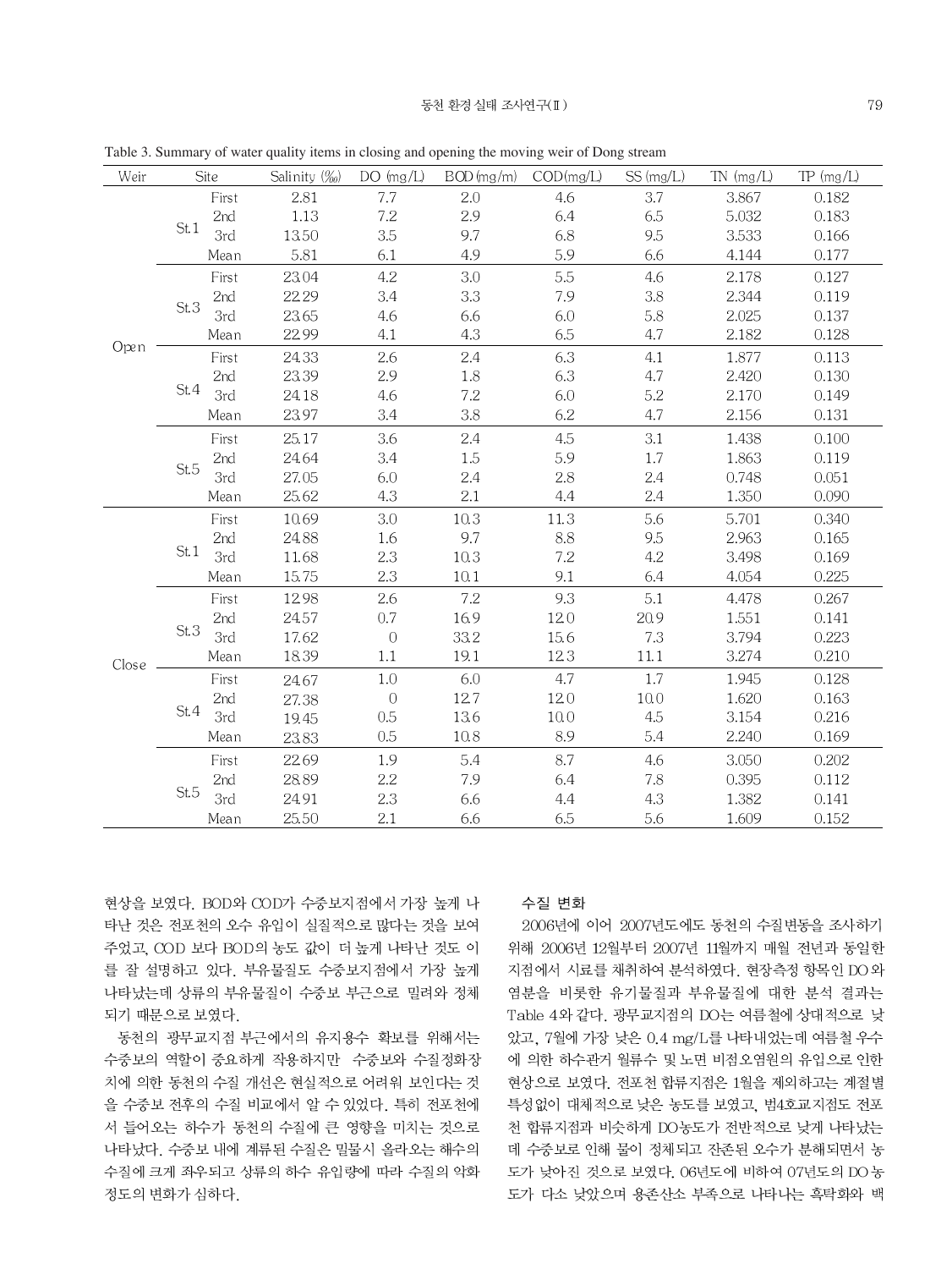Table 3. Summary of water quality items in closing and opening the moving weir of Dong stream

| Weir | Site | | Salinity (‰) | DO (mg/L) | BOD (mg/m) | COD(mg/L) | SS (mg/L) | TN (mg/L) | TP (mg/L) |
|---|---|---|---|---|---|---|---|---|---|
| Open | St.1 | First | 2.81 | 7.7 | 2.0 | 4.6 | 3.7 | 3.867 | 0.182 |
| | | 2nd | 1.13 | 7.2 | 2.9 | 6.4 | 6.5 | 5.032 | 0.183 |
| | | 3rd | 13.50 | 3.5 | 9.7 | 6.8 | 9.5 | 3.533 | 0.166 |
| | | Mean | 5.81 | 6.1 | 4.9 | 5.9 | 6.6 | 4.144 | 0.177 |
| | St.3 | First | 23.04 | 4.2 | 3.0 | 5.5 | 4.6 | 2.178 | 0.127 |
| | | 2nd | 22.29 | 3.4 | 3.3 | 7.9 | 3.8 | 2.344 | 0.119 |
| | | 3rd | 23.65 | 4.6 | 6.6 | 6.0 | 5.8 | 2.025 | 0.137 |
| | | Mean | 22.99 | 4.1 | 4.3 | 6.5 | 4.7 | 2.182 | 0.128 |
| | St.4 | First | 24.33 | 2.6 | 2.4 | 6.3 | 4.1 | 1.877 | 0.113 |
| | | 2nd | 23.39 | 2.9 | 1.8 | 6.3 | 4.7 | 2.420 | 0.130 |
| | | 3rd | 24.18 | 4.6 | 7.2 | 6.0 | 5.2 | 2.170 | 0.149 |
| | | Mean | 23.97 | 3.4 | 3.8 | 6.2 | 4.7 | 2.156 | 0.131 |
| | St.5 | First | 25.17 | 3.6 | 2.4 | 4.5 | 3.1 | 1.438 | 0.100 |
| | | 2nd | 24.64 | 3.4 | 1.5 | 5.9 | 1.7 | 1.863 | 0.119 |
| | | 3rd | 27.05 | 6.0 | 2.4 | 2.8 | 2.4 | 0.748 | 0.051 |
| | | Mean | 25.62 | 4.3 | 2.1 | 4.4 | 2.4 | 1.350 | 0.090 |
| Close | St.1 | First | 10.69 | 3.0 | 10.3 | 11.3 | 5.6 | 5.701 | 0.340 |
| | | 2nd | 24.88 | 1.6 | 9.7 | 8.8 | 9.5 | 2.963 | 0.165 |
| | | 3rd | 11.68 | 2.3 | 10.3 | 7.2 | 4.2 | 3.498 | 0.169 |
| | | Mean | 15.75 | 2.3 | 10.1 | 9.1 | 6.4 | 4.054 | 0.225 |
| | St.3 | First | 12.98 | 2.6 | 7.2 | 9.3 | 5.1 | 4.478 | 0.267 |
| | | 2nd | 24.57 | 0.7 | 16.9 | 12.0 | 20.9 | 1.551 | 0.141 |
| | | 3rd | 17.62 | 0 | 33.2 | 15.6 | 7.3 | 3.794 | 0.223 |
| | | Mean | 18.39 | 1.1 | 19.1 | 12.3 | 11.1 | 3.274 | 0.210 |
| | St.4 | First | 24.67 | 1.0 | 6.0 | 4.7 | 1.7 | 1.945 | 0.128 |
| | | 2nd | 27.38 | 0 | 12.7 | 12.0 | 10.0 | 1.620 | 0.163 |
| | | 3rd | 19.45 | 0.5 | 13.6 | 10.0 | 4.5 | 3.154 | 0.216 |
| | | Mean | 23.83 | 0.5 | 10.8 | 8.9 | 5.4 | 2.240 | 0.169 |
| | St.5 | First | 22.69 | 1.9 | 5.4 | 8.7 | 4.6 | 3.050 | 0.202 |
| | | 2nd | 28.89 | 2.2 | 7.9 | 6.4 | 7.8 | 0.395 | 0.112 |
| | | 3rd | 24.91 | 2.3 | 6.6 | 4.4 | 4.3 | 1.382 | 0.141 |
| | | Mean | 25.50 | 2.1 | 6.6 | 6.5 | 5.6 | 1.609 | 0.152 |

현상을 보였다. BOD와 COD가 수중보지점에서 가장 높게 나타난 것은 전포천의 오수 유입이 실질적으로 많다는 것을 보여주었고, COD 보다 BOD의 농도 값이 더 높게 나타난 것도 이를 잘 설명하고 있다. 부유물질도 수중보지점에서 가장 높게 나타났는데 상류의 부유물질이 수중보 부근으로 밀려와 정체되기 때문으로 보였다.

동천의 광무교지점 부근에서의 유지용수 확보를 위해서는 수중보의 역할이 중요하게 작용하지만 수중보와 수질정화장치에 의한 동천의 수질 개선은 현실적으로 어려워 보인다는 것을 수중보 전후의 수질 비교에서 알 수 있었다. 특히 전포천에서 들어오는 하수가 동천의 수질에 큰 영향을 미치는 것으로 나타났다. 수중보 내에 계류된 수질은 밀물시 올라오는 해수의 수질에 크게 좌우되고 상류의 하수 유입량에 따라 수질의 악화 정도의 변화가 심하다.

### 수질 변화

2006년에 이어 2007년도에도 동천의 수질변동을 조사하기 위해 2006년 12월부터 2007년 11월까지 매월 전년과 동일한 지점에서 시료를 채취하여 분석하였다. 현장측정 항목인 DO와 염분을 비롯한 유기물질과 부유물질에 대한 분석 결과는 Table 4와 같다. 광무교지점의 DO는 여름철에 상대적으로 낮았고, 7월에 가장 낮은 0.4 mg/L를 나타내었는데 여름철 우수에 의한 하수관거 월류수 및 노면 비점오염원의 유입으로 인한 현상으로 보였다. 전포천 합류지점은 1월을 제외하고는 계절별 특성없이 대체적으로 낮은 농도를 보였고, 범4호교지점도 전포천 합류지점과 비슷하게 DO농도가 전반적으로 낮게 나타났는데 수중보로 인해 물이 정체되고 잔존된 오수가 분해되면서 농도가 낮아진 것으로 보였다. 06년도에 비하여 07년도의 DO 농도가 다소 낮았으며 용존산소 부족으로 나타나는 흑탁화와 백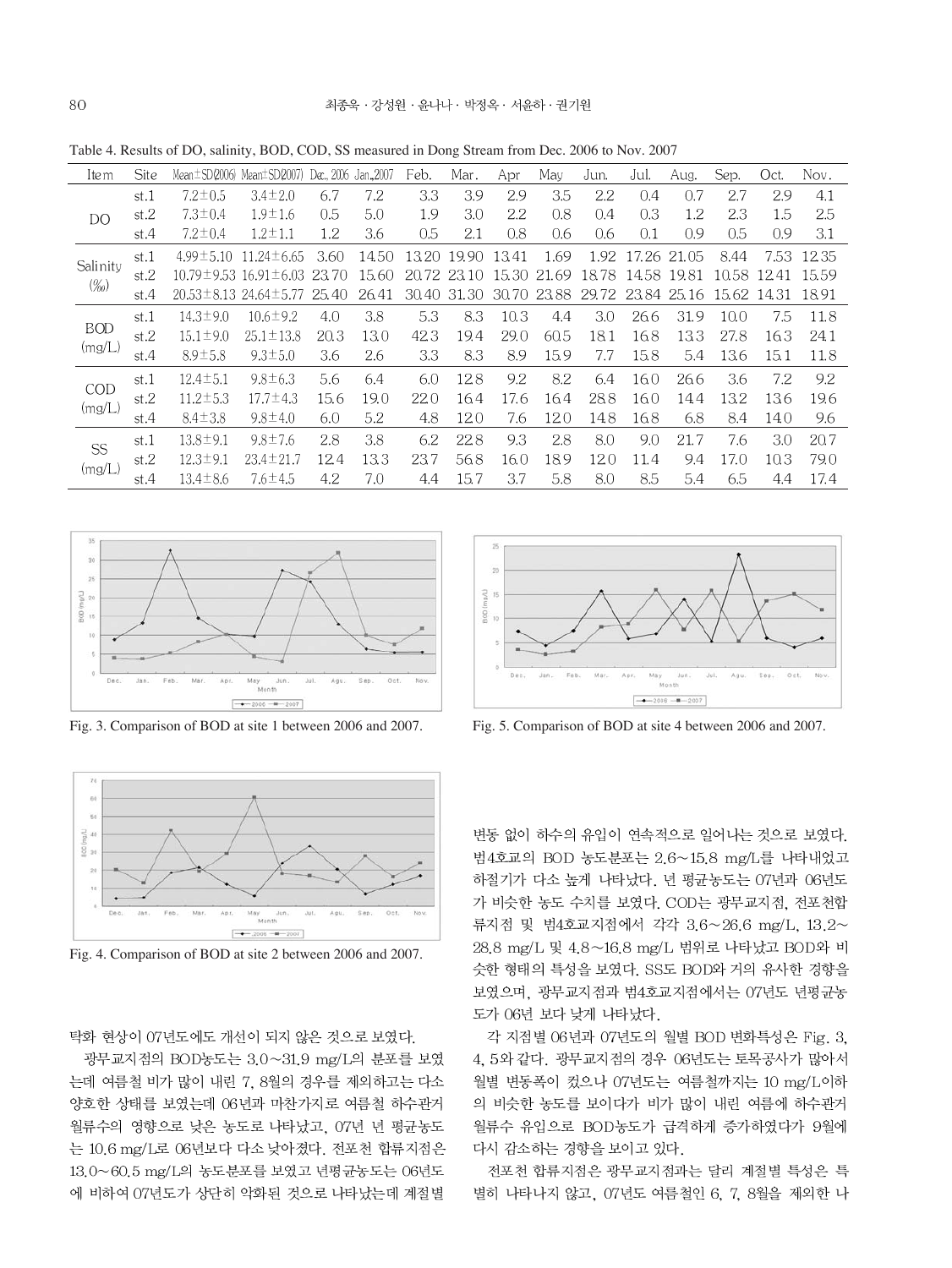Table 4. Results of DO, salinity, BOD, COD, SS measured in Dong Stream from Dec. 2006 to Nov. 2007

| Item | Site | Mean±SD(2006) | Mean±SD(2007) | Dec., 2006 | Jan.,2007 | Feb. | Mar. | Apr | May | Jun. | Jul. | Aug. | Sep. | Oct. | Nov. |
|---|---|---|---|---|---|---|---|---|---|---|---|---|---|---|---|
| DO | st.1 | 7.2±0.5 | 3.4±2.0 | 6.7 | 7.2 | 3.3 | 3.9 | 2.9 | 3.5 | 2.2 | 0.4 | 0.7 | 2.7 | 2.9 | 4.1 |
| | st.2 | 7.3±0.4 | 1.9±1.6 | 0.5 | 5.0 | 1.9 | 3.0 | 2.2 | 0.8 | 0.4 | 0.3 | 1.2 | 2.3 | 1.5 | 2.5 |
| | st.4 | 7.2±0.4 | 1.2±1.1 | 1.2 | 3.6 | 0.5 | 2.1 | 0.8 | 0.6 | 0.6 | 0.1 | 0.9 | 0.5 | 0.9 | 3.1 |
| Salinity (‰) | st.1 | 4.99±5.10 | 11.24±6.65 | 3.60 | 14.50 | 13.20 | 19.90 | 13.41 | 1.69 | 1.92 | 17.26 | 21.05 | 8.44 | 7.53 | 12.35 |
| | st.2 | 10.79±9.53 | 16.91±6.03 | 23.70 | 15.60 | 20.72 | 23.10 | 15.30 | 21.69 | 18.78 | 14.58 | 19.81 | 10.58 | 12.41 | 15.59 |
| | st.4 | 20.53±8.13 | 24.64±5.77 | 25.40 | 26.41 | 30.40 | 31.30 | 30.70 | 23.88 | 29.72 | 23.84 | 25.16 | 15.62 | 14.31 | 18.91 |
| BOD (mg/L) | st.1 | 14.3±9.0 | 10.6±9.2 | 4.0 | 3.8 | 5.3 | 8.3 | 10.3 | 4.4 | 3.0 | 26.6 | 31.9 | 10.0 | 7.5 | 11.8 |
| | st.2 | 15.1±9.0 | 25.1±13.8 | 20.3 | 13.0 | 42.3 | 19.4 | 29.0 | 60.5 | 18.1 | 16.8 | 13.3 | 27.8 | 16.3 | 24.1 |
| | st.4 | 8.9±5.8 | 9.3±5.0 | 3.6 | 2.6 | 3.3 | 8.3 | 8.9 | 15.9 | 7.7 | 15.8 | 5.4 | 13.6 | 15.1 | 11.8 |
| COD (mg/L) | st.1 | 12.4±5.1 | 9.8±6.3 | 5.6 | 6.4 | 6.0 | 12.8 | 9.2 | 8.2 | 6.4 | 16.0 | 26.6 | 3.6 | 7.2 | 9.2 |
| | st.2 | 11.2±5.3 | 17.7±4.3 | 15.6 | 19.0 | 22.0 | 16.4 | 17.6 | 16.4 | 28.8 | 16.0 | 14.4 | 13.2 | 13.6 | 19.6 |
| | st.4 | 8.4±3.8 | 9.8±4.0 | 6.0 | 5.2 | 4.8 | 12.0 | 7.6 | 12.0 | 14.8 | 16.8 | 6.8 | 8.4 | 14.0 | 9.6 |
| SS (mg/L) | st.1 | 13.8±9.1 | 9.8±7.6 | 2.8 | 3.8 | 6.2 | 22.8 | 9.3 | 2.8 | 8.0 | 9.0 | 21.7 | 7.6 | 3.0 | 20.7 |
| | st.2 | 12.3±9.1 | 23.4±21.7 | 12.4 | 13.3 | 23.7 | 56.8 | 16.0 | 18.9 | 12.0 | 11.4 | 9.4 | 17.0 | 10.3 | 79.0 |
| | st.4 | 13.4±8.6 | 7.6±4.5 | 4.2 | 7.0 | 4.4 | 15.7 | 3.7 | 5.8 | 8.0 | 8.5 | 5.4 | 6.5 | 4.4 | 17.4 |

Fig. 3. Comparison of BOD at site 1 between 2006 and 2007.

Fig. 4. Comparison of BOD at site 2 between 2006 and 2007.

Fig. 5. Comparison of BOD at site 4 between 2006 and 2007.

탁화 현상이 07년도에도 개선이 되지 않은 것으로 보였다.

광무교지점의 BOD농도는 3.0~31.9 mg/L의 분포를 보였는데 여름철 비가 많이 내린 7, 8월의 경우를 제외하고는 다소 양호한 상태를 보였는데 06년과 마찬가지로 여름철 하수관거 월류수의 영향으로 낮은 농도로 나타났고, 07년 년 평균농도는 10.6 mg/L로 06년보다 다소 낮아졌다. 전포천 합류지점은 13.0~60.5 mg/L의 농도분포를 보였고 년평균농도는 06년도에 비하여 07년도가 상당히 악화된 것으로 나타났는데 계절별 변동 없이 하수의 유입이 연속적으로 일어나는 것으로 보였다. 범4호교의 BOD 농도분포는 2.6~15.8 mg/L를 나타내었고 하절기가 다소 높게 나타났다. 년 평균농도는 07년과 06년도가 비슷한 농도 수치를 보였다. COD는 광무교지점, 전포천합류지점 및 범4호교지점에서 각각 3.6~26.6 mg/L, 13.2~28.8 mg/L 및 4.8~16.8 mg/L 범위로 나타났고 BOD와 비슷한 형태의 특성을 보였다. SS도 BOD와 거의 유사한 경향을 보였으며, 광무교지점과 범4호교지점에서는 07년도 년평균농도가 06년 보다 낮게 나타났다.

각 지점별 06년과 07년도의 월별 BOD 변화특성은 Fig. 3, 4, 5와 같다. 광무교지점의 경우 06년도는 토목공사가 많아서 월별 변동폭이 컸으나 07년도는 여름철까지는 10 mg/L이하의 비슷한 농도를 보이다가 비가 많이 내린 여름에 하수관거 월류수 유입으로 BOD농도가 급격하게 증가하였다가 9월에 다시 감소하는 경향을 보이고 있다.

전포천 합류지점은 광무교지점과는 달리 계절별 특성은 특별히 나타나지 않고, 07년도 여름철인 6, 7, 8월을 제외한 나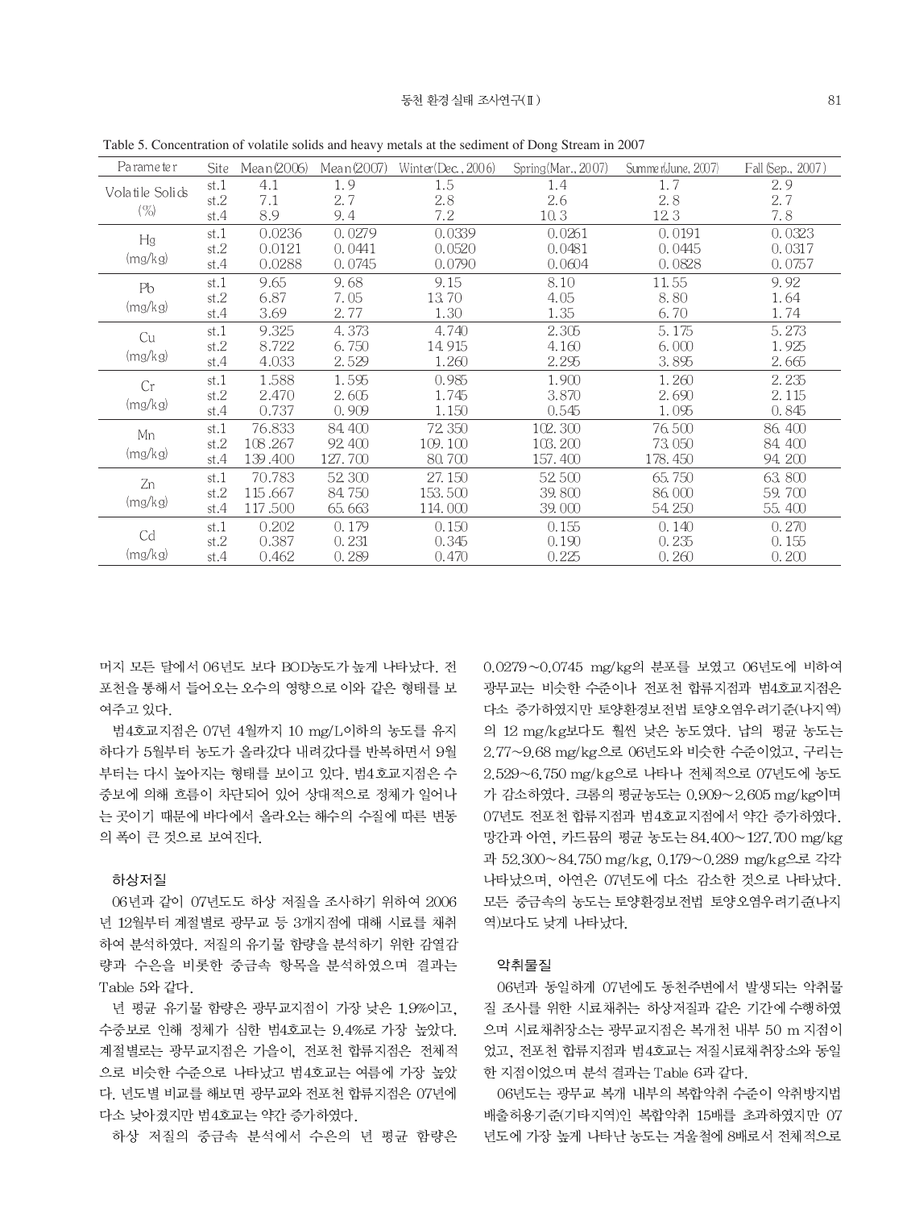Table 5. Concentration of volatile solids and heavy metals at the sediment of Dong Stream in 2007

| Parameter | Site | Mean(2006) | Mean(2007) | Winter(Dec., 2006) | Spring(Mar., 2007) | Summer(June, 2007) | Fall (Sep., 2007) |
|---|---|---|---|---|---|---|---|
| Volatile Solids (%) | st.1 | 4.1 | 1.9 | 1.5 | 1.4 | 1.7 | 2.9 |
| | st.2 | 7.1 | 2.7 | 2.8 | 2.6 | 2.8 | 2.7 |
| | st.4 | 8.9 | 9.4 | 7.2 | 10.3 | 12.3 | 7.8 |
| Hg (mg/kg) | st.1 | 0.0236 | 0.0279 | 0.0339 | 0.0261 | 0.0191 | 0.0323 |
| | st.2 | 0.0121 | 0.0441 | 0.0520 | 0.0481 | 0.0445 | 0.0317 |
| | st.4 | 0.0288 | 0.0745 | 0.0790 | 0.0604 | 0.0828 | 0.0757 |
| Pb (mg/kg) | st.1 | 9.65 | 9.68 | 9.15 | 8.10 | 11.55 | 9.92 |
| | st.2 | 6.87 | 7.05 | 13.70 | 4.05 | 8.80 | 1.64 |
| | st.4 | 3.69 | 2.77 | 1.30 | 1.35 | 6.70 | 1.74 |
| Cu (mg/kg) | st.1 | 9.325 | 4.373 | 4.740 | 2.305 | 5.175 | 5.273 |
| | st.2 | 8.722 | 6.750 | 14.915 | 4.160 | 6.000 | 1.925 |
| | st.4 | 4.033 | 2.529 | 1.260 | 2.295 | 3.895 | 2.665 |
| Cr (mg/kg) | st.1 | 1.588 | 1.595 | 0.985 | 1.900 | 1.260 | 2.235 |
| | st.2 | 2.470 | 2.605 | 1.745 | 3.870 | 2.690 | 2.115 |
| | st.4 | 0.737 | 0.909 | 1.150 | 0.545 | 1.095 | 0.845 |
| Mn (mg/kg) | st.1 | 76.833 | 84.400 | 72.350 | 102.300 | 76.500 | 86.400 |
| | st.2 | 108.267 | 92.400 | 109.100 | 103.200 | 73.050 | 84.400 |
| | st.4 | 139.400 | 127.700 | 80.700 | 157.400 | 178.450 | 94.200 |
| Zn (mg/kg) | st.1 | 70.783 | 52.300 | 27.150 | 52.500 | 65.750 | 63.800 |
| | st.2 | 115.667 | 84.750 | 153.500 | 39.800 | 86.000 | 59.700 |
| | st.4 | 117.500 | 65.663 | 114.000 | 39.000 | 54.250 | 55.400 |
| Cd (mg/kg) | st.1 | 0.202 | 0.179 | 0.150 | 0.155 | 0.140 | 0.270 |
| | st.2 | 0.387 | 0.231 | 0.345 | 0.190 | 0.235 | 0.155 |
| | st.4 | 0.462 | 0.289 | 0.470 | 0.225 | 0.260 | 0.200 |

머지 모든 달에서 06년도 보다 BOD농도가 높게 나타났다. 전포천을 통해서 들어오는 오수의 영향으로 이와 같은 형태를 보여주고 있다.

범4호교지점은 07년 4월까지 10 mg/L이하의 농도를 유지하다가 5월부터 농도가 올라갔다 내려갔다를 반복하면서 9월부터는 다시 높아지는 형태를 보이고 있다. 범4호교지점은 수중보에 의해 흐름이 차단되어 있어 상대적으로 정체가 일어나는 곳이기 때문에 바다에서 올라오는 해수의 수질에 따른 변동의 폭이 큰 것으로 보여진다.

### 하상저질

06년과 같이 07년도도 하상 저질을 조사하기 위하여 2006년 12월부터 계절별로 광무교 등 3개지점에 대해 시료를 채취하여 분석하였다. 저질의 유기물 함량을 분석하기 위한 강열감량과 수은을 비롯한 중금속 항목을 분석하였으며 결과는 Table 5와 같다.

년 평균 유기물 함량은 광무교지점이 가장 낮은 1.9%이고, 수중보로 인해 정체가 심한 범4호교는 9.4%로 가장 높았다. 계절별로는 광무교지점은 가을이, 전포천 합류지점은 전체적으로 비슷한 수준으로 나타났고 범4호교는 여름에 가장 높았다. 년도별 비교를 해보면 광무교와 전포천 합류지점은 07년에 다소 낮아졌지만 범4호교는 약간 증가하였다.

하상 저질의 중금속 분석에서 수은의 년 평균 함량은 0.0279~0.0745 mg/kg의 분포를 보였고 06년도에 비하여 광무교는 비슷한 수준이나 전포천 합류지점과 범4호교지점은 다소 증가하였지만 토양환경보전법 토양오염우려기준(나지역)의 12 mg/kg보다도 훨씬 낮은 농도였다. 납의 평균 농도는 2.77~9.68 mg/kg으로 06년도와 비슷한 수준이었고, 구리는 2.529~6.750 mg/kg으로 나타나 전체적으로 07년도에 농도가 감소하였다. 크롬의 평균농도는 0.909~2.605 mg/kg이며 07년도 전포천 합류지점과 범4호교지점에서 약간 증가하였다. 망간과 아연, 카드뮴의 평균 농도는 84.400~127.700 mg/kg과 52.300~84.750 mg/kg, 0.179~0.289 mg/kg으로 각각 나타났으며, 아연은 07년도에 다소 감소한 것으로 나타났다. 모든 중금속의 농도는 토양환경보전법 토양오염우려기준(나지역)보다도 낮게 나타났다.

### 악취물질

06년과 동일하게 07년에도 동천주변에서 발생되는 악취물질 조사를 위한 시료채취는 하상저질과 같은 기간에 수행하였으며 시료채취장소는 광무교지점은 복개천 내부 50 m 지점이었고, 전포천 합류지점과 범4호교는 저질시료채취장소와 동일한 지점이었으며 분석 결과는 Table 6과 같다.

06년도는 광무교 복개 내부의 복합악취 수준이 악취방지법 배출허용기준(기타지역)인 복합악취 15배를 초과하였지만 07년도에 가장 높게 나타난 농도는 겨울철에 8배로서 전체적으로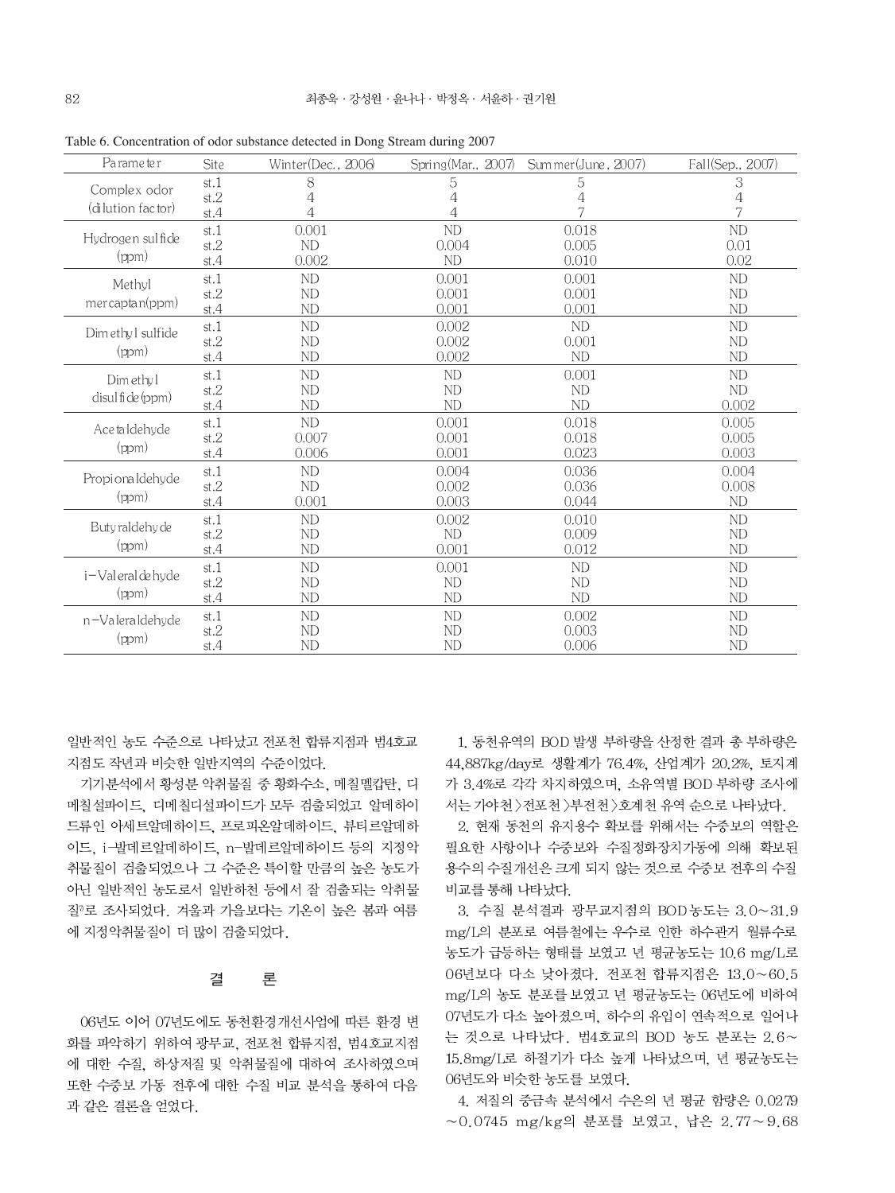Table 6. Concentration of odor substance detected in Dong Stream during 2007

| Parameter | Site | Winter(Dec., 2006) | Spring(Mar., 2007) | Summer(June, 2007) | Fall(Sep., 2007) |
|---|---|---|---|---|---|
| Complex odor (dilution factor) | st.1 | 8 | 5 | 5 | 3 |
| | st.2 | 4 | 4 | 4 | 4 |
| | st.4 | 4 | 4 | 7 | 7 |
| Hydrogen sulfide (ppm) | st.1 | 0.001 | ND | 0.018 | ND |
| | st.2 | ND | 0.004 | 0.005 | 0.01 |
| | st.4 | 0.002 | ND | 0.010 | 0.02 |
| Methyl mercaptan(ppm) | st.1 | ND | 0.001 | 0.001 | ND |
| | st.2 | ND | 0.001 | 0.001 | ND |
| | st.4 | ND | 0.001 | 0.001 | ND |
| Dimethyl sulfide (ppm) | st.1 | ND | 0.002 | ND | ND |
| | st.2 | ND | 0.002 | 0.001 | ND |
| | st.4 | ND | 0.002 | ND | ND |
| Dimethyl disulfide(ppm) | st.1 | ND | ND | 0.001 | ND |
| | st.2 | ND | ND | ND | ND |
| | st.4 | ND | ND | ND | 0.002 |
| Acetaldehyde (ppm) | st.1 | ND | 0.001 | 0.018 | 0.005 |
| | st.2 | 0.007 | 0.001 | 0.018 | 0.005 |
| | st.4 | 0.006 | 0.001 | 0.023 | 0.003 |
| Propionaldehyde (ppm) | st.1 | ND | 0.004 | 0.036 | 0.004 |
| | st.2 | ND | 0.002 | 0.036 | 0.008 |
| | st.4 | 0.001 | 0.003 | 0.044 | ND |
| Butyraldehyde (ppm) | st.1 | ND | 0.002 | 0.010 | ND |
| | st.2 | ND | ND | 0.009 | ND |
| | st.4 | ND | 0.001 | 0.012 | ND |
| i-Valeraldehyde (ppm) | st.1 | ND | 0.001 | ND | ND |
| | st.2 | ND | ND | ND | ND |
| | st.4 | ND | ND | ND | ND |
| n-Valeraldehyde (ppm) | st.1 | ND | ND | 0.002 | ND |
| | st.2 | ND | ND | 0.003 | ND |
| | st.4 | ND | ND | 0.006 | ND |

일반적인 농도 수준으로 나타났고 전포천 합류지점과 범4호교지점도 작년과 비슷한 일반지역의 수준이었다.

기기분석에서 황성분 악취물질 중 황화수소, 메칠멜캅탄, 디메칠설파이드, 디메칠디설파이드가 모두 검출되었고 알데하이드류인 아세트알데하이드, 프로피온알데하이드, 뷰티르알데하이드, i-발데르알데하이드, n-발데르알데하이드 등의 지정악취물질이 검출되었으나 그 수준은 특이할 만큼의 높은 농도가 아닌 일반적인 농도로서 일반하천 등에서 잘 검출되는 악취물질[7]로 조사되었다. 겨울과 가을보다는 기온이 높은 봄과 여름에 지정악취물질이 더 많이 검출되었다.

## 결 론

06년도 이어 07년도에도 동천환경개선사업에 따른 환경 변화를 파악하기 위하여 광무교, 전포천 합류지점, 범4호교지점에 대한 수질, 하상저질 및 악취물질에 대하여 조사하였으며 또한 수중보 가동 전후에 대한 수질 비교 분석을 통하여 다음과 같은 결론을 얻었다.

1. 동천유역의 BOD 발생 부하량을 산정한 결과 총 부하량은 44,887kg/day로 생활계가 76.4%, 산업계가 20.2%, 토지계가 3.4%로 각각 차지하였으며, 소유역별 BOD 부하량 조사에서는 가야천>전포천>부전천>호계천 유역 순으로 나타났다.

2. 현재 동천의 유지용수 확보를 위해서는 수중보의 역할은 필요한 사항이나 수중보와 수질정화장치가동에 의해 확보된 용수의 수질개선은 크게 되지 않는 것으로 수중보 전후의 수질 비교를 통해 나타났다.

3. 수질 분석결과 광무교지점의 BOD농도는 3.0~31.9 mg/L의 분포로 여름철에는 우수로 인한 하수관거 월류수로 농도가 급등하는 형태를 보였고 년 평균농도는 10.6 mg/L로 06년보다 다소 낮아졌다. 전포천 합류지점은 13.0~60.5 mg/L의 농도 분포를 보였고 년 평균농도는 06년도에 비하여 07년도가 다소 높아졌으며, 하수의 유입이 연속적으로 일어나는 것으로 나타났다. 범4호교의 BOD 농도 분포는 2.6~15.8mg/L로 하절기가 다소 높게 나타났으며, 년 평균농도는 06년도와 비슷한 농도를 보였다.

4. 저질의 중금속 분석에서 수은의 년 평균 함량은 0.0279~0.0745 mg/kg의 분포를 보였고, 납은 2.77~9.68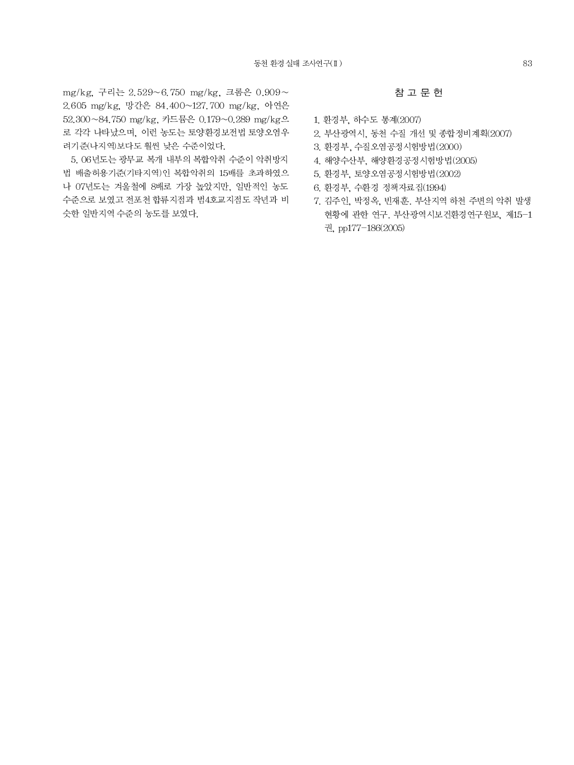mg/kg, 구리는 2.529∼6.750 mg/kg, 크롬은 0.909∼2.605 mg/kg, 망간은 84.400∼127.700 mg/kg, 아연은 52.300∼84.750 mg/kg, 카드뮴은 0.179∼0.289 mg/kg으로 각각 나타났으며, 이런 농도는 토양환경보전법 토양오염우려기준(나지역)보다도 훨씬 낮은 수준이었다.

5. 06년도는 광무교 복개 내부의 복합악취 수준이 악취방지법 배출허용기준(기타지역)인 복합악취의 15배를 초과하였으나 07년도는 겨울철에 8배로 가장 높았지만, 일반적인 농도 수준으로 보였고 전포천 합류지점과 범4호교지점도 작년과 비슷한 일반지역 수준의 농도를 보였다.

## 참 고 문 헌

1. 환경부, 하수도 통계(2007)
2. 부산광역시, 동천 수질 개선 및 종합정비계획(2007)
3. 환경부, 수질오염공정시험방법(2000)
4. 해양수산부, 해양환경공정시험방법(2005)
5. 환경부, 토양오염공정시험방법(2002)
6. 환경부, 수환경 정책자료집(1994)
7. 김주인, 박정옥, 빈재훈. 부산지역 하천 주변의 악취 발생 현황에 관한 연구. 부산광역시보건환경연구원보, 제15-1권, pp177-186(2005)